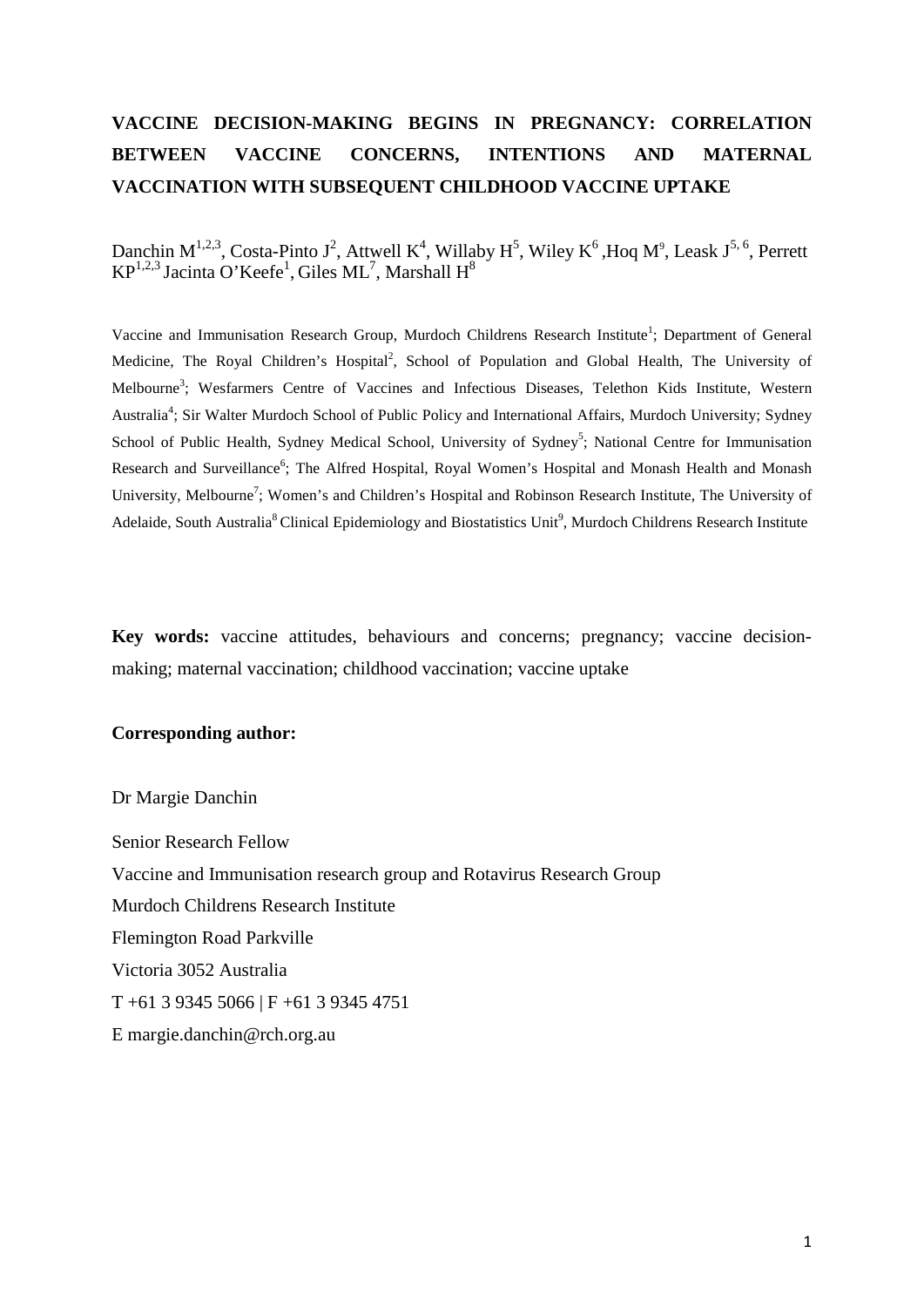# VACCINE DECISION-MAKING BEGINS IN PREGNANCY: CORRELATION BETWEEN VACCINE CONCERNS, INTENTIONS AND MATERNAL VACCINATION WITH SUBSEQUENT CHILDHOOD VACCINE UPTAKE

Danchin M[1,2,3], Costa-Pinto J[2], Attwell K[4], Willaby H[5], Wiley K[6], Hoq M[9], Leask J[5,6], Perrett KP[1,2,3] Jacinta O'Keefe[1], Giles ML[7], Marshall H[8]

Vaccine and Immunisation Research Group, Murdoch Childrens Research Institute[1]; Department of General Medicine, The Royal Children's Hospital[2], School of Population and Global Health, The University of Melbourne[3]; Wesfarmers Centre of Vaccines and Infectious Diseases, Telethon Kids Institute, Western Australia[4]; Sir Walter Murdoch School of Public Policy and International Affairs, Murdoch University; Sydney School of Public Health, Sydney Medical School, University of Sydney[5]; National Centre for Immunisation Research and Surveillance[6]; The Alfred Hospital, Royal Women's Hospital and Monash Health and Monash University, Melbourne[7]; Women's and Children's Hospital and Robinson Research Institute, The University of Adelaide, South Australia[8] Clinical Epidemiology and Biostatistics Unit[9], Murdoch Childrens Research Institute

**Key words:** vaccine attitudes, behaviours and concerns; pregnancy; vaccine decision-making; maternal vaccination; childhood vaccination; vaccine uptake

**Corresponding author:**

Dr Margie Danchin

Senior Research Fellow

Vaccine and Immunisation research group and Rotavirus Research Group

Murdoch Childrens Research Institute

Flemington Road Parkville

Victoria 3052 Australia

T +61 3 9345 5066 | F +61 3 9345 4751

E margie.danchin@rch.org.au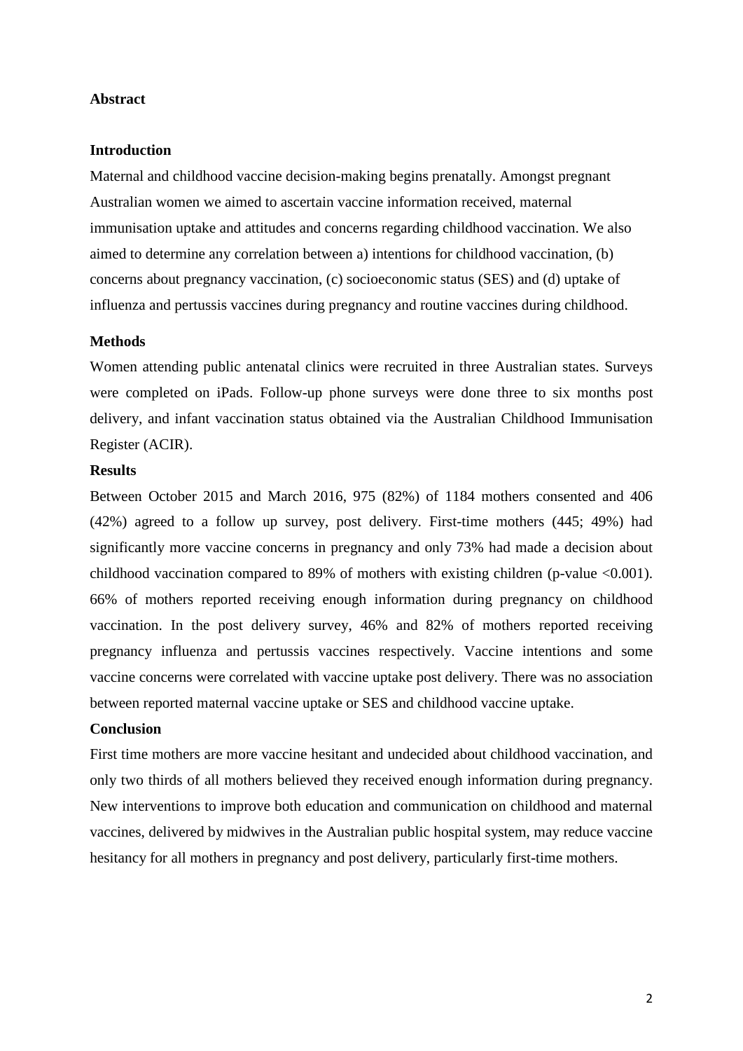## Abstract

### Introduction

Maternal and childhood vaccine decision-making begins prenatally. Amongst pregnant Australian women we aimed to ascertain vaccine information received, maternal immunisation uptake and attitudes and concerns regarding childhood vaccination. We also aimed to determine any correlation between a) intentions for childhood vaccination, (b) concerns about pregnancy vaccination, (c) socioeconomic status (SES) and (d) uptake of influenza and pertussis vaccines during pregnancy and routine vaccines during childhood.

### Methods

Women attending public antenatal clinics were recruited in three Australian states. Surveys were completed on iPads. Follow-up phone surveys were done three to six months post delivery, and infant vaccination status obtained via the Australian Childhood Immunisation Register (ACIR).

### Results

Between October 2015 and March 2016, 975 (82%) of 1184 mothers consented and 406 (42%) agreed to a follow up survey, post delivery. First-time mothers (445; 49%) had significantly more vaccine concerns in pregnancy and only 73% had made a decision about childhood vaccination compared to 89% of mothers with existing children (p-value <0.001). 66% of mothers reported receiving enough information during pregnancy on childhood vaccination. In the post delivery survey, 46% and 82% of mothers reported receiving pregnancy influenza and pertussis vaccines respectively. Vaccine intentions and some vaccine concerns were correlated with vaccine uptake post delivery. There was no association between reported maternal vaccine uptake or SES and childhood vaccine uptake.

### Conclusion

First time mothers are more vaccine hesitant and undecided about childhood vaccination, and only two thirds of all mothers believed they received enough information during pregnancy. New interventions to improve both education and communication on childhood and maternal vaccines, delivered by midwives in the Australian public hospital system, may reduce vaccine hesitancy for all mothers in pregnancy and post delivery, particularly first-time mothers.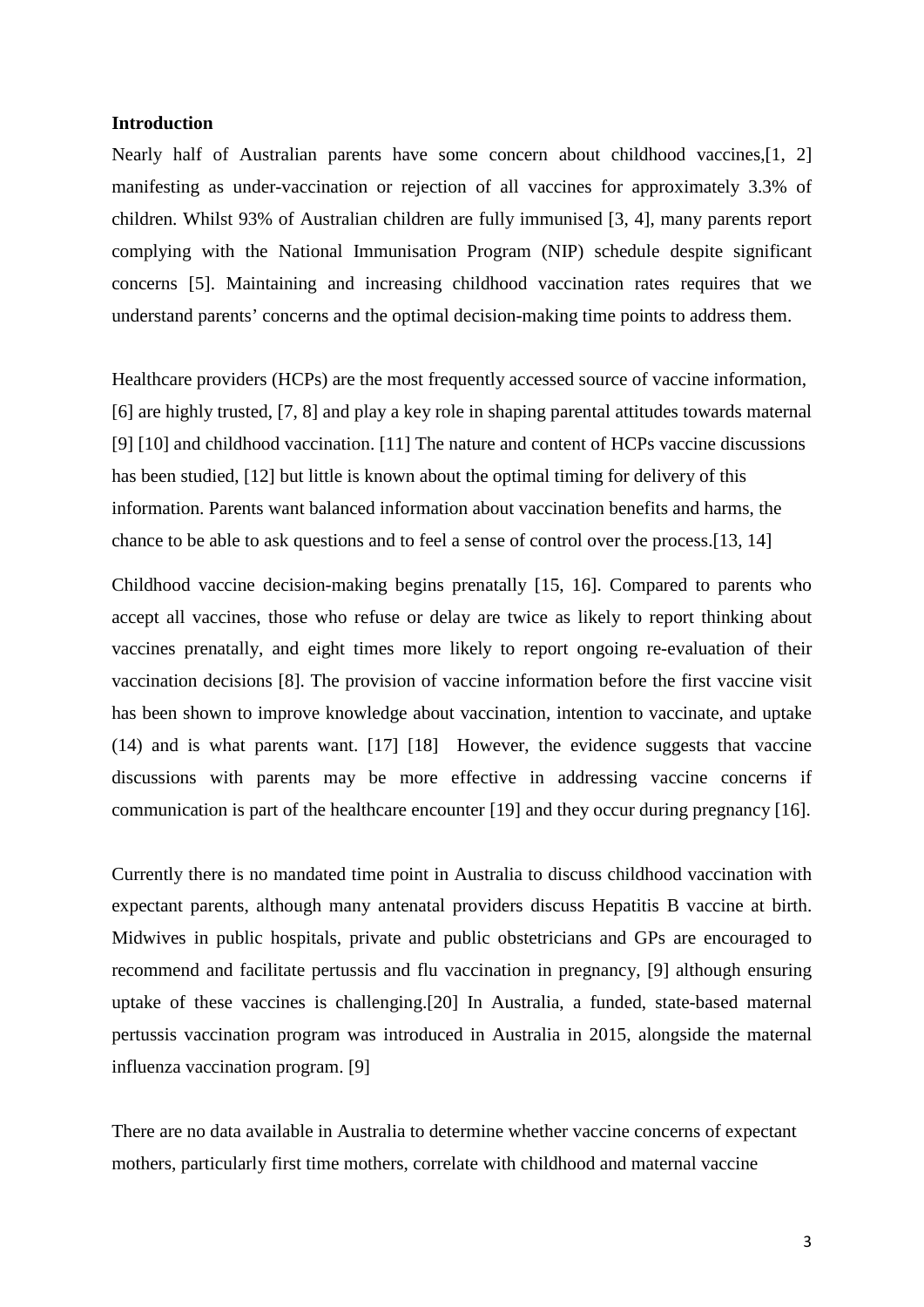**Introduction**

Nearly half of Australian parents have some concern about childhood vaccines,[1, 2] manifesting as under-vaccination or rejection of all vaccines for approximately 3.3% of children. Whilst 93% of Australian children are fully immunised [3, 4], many parents report complying with the National Immunisation Program (NIP) schedule despite significant concerns [5]. Maintaining and increasing childhood vaccination rates requires that we understand parents' concerns and the optimal decision-making time points to address them.

Healthcare providers (HCPs) are the most frequently accessed source of vaccine information, [6] are highly trusted, [7, 8] and play a key role in shaping parental attitudes towards maternal [9] [10] and childhood vaccination. [11] The nature and content of HCPs vaccine discussions has been studied, [12] but little is known about the optimal timing for delivery of this information. Parents want balanced information about vaccination benefits and harms, the chance to be able to ask questions and to feel a sense of control over the process.[13, 14]

Childhood vaccine decision-making begins prenatally [15, 16]. Compared to parents who accept all vaccines, those who refuse or delay are twice as likely to report thinking about vaccines prenatally, and eight times more likely to report ongoing re-evaluation of their vaccination decisions [8]. The provision of vaccine information before the first vaccine visit has been shown to improve knowledge about vaccination, intention to vaccinate, and uptake (14) and is what parents want. [17] [18] However, the evidence suggests that vaccine discussions with parents may be more effective in addressing vaccine concerns if communication is part of the healthcare encounter [19] and they occur during pregnancy [16].

Currently there is no mandated time point in Australia to discuss childhood vaccination with expectant parents, although many antenatal providers discuss Hepatitis B vaccine at birth. Midwives in public hospitals, private and public obstetricians and GPs are encouraged to recommend and facilitate pertussis and flu vaccination in pregnancy, [9] although ensuring uptake of these vaccines is challenging.[20] In Australia, a funded, state-based maternal pertussis vaccination program was introduced in Australia in 2015, alongside the maternal influenza vaccination program. [9]

There are no data available in Australia to determine whether vaccine concerns of expectant mothers, particularly first time mothers, correlate with childhood and maternal vaccine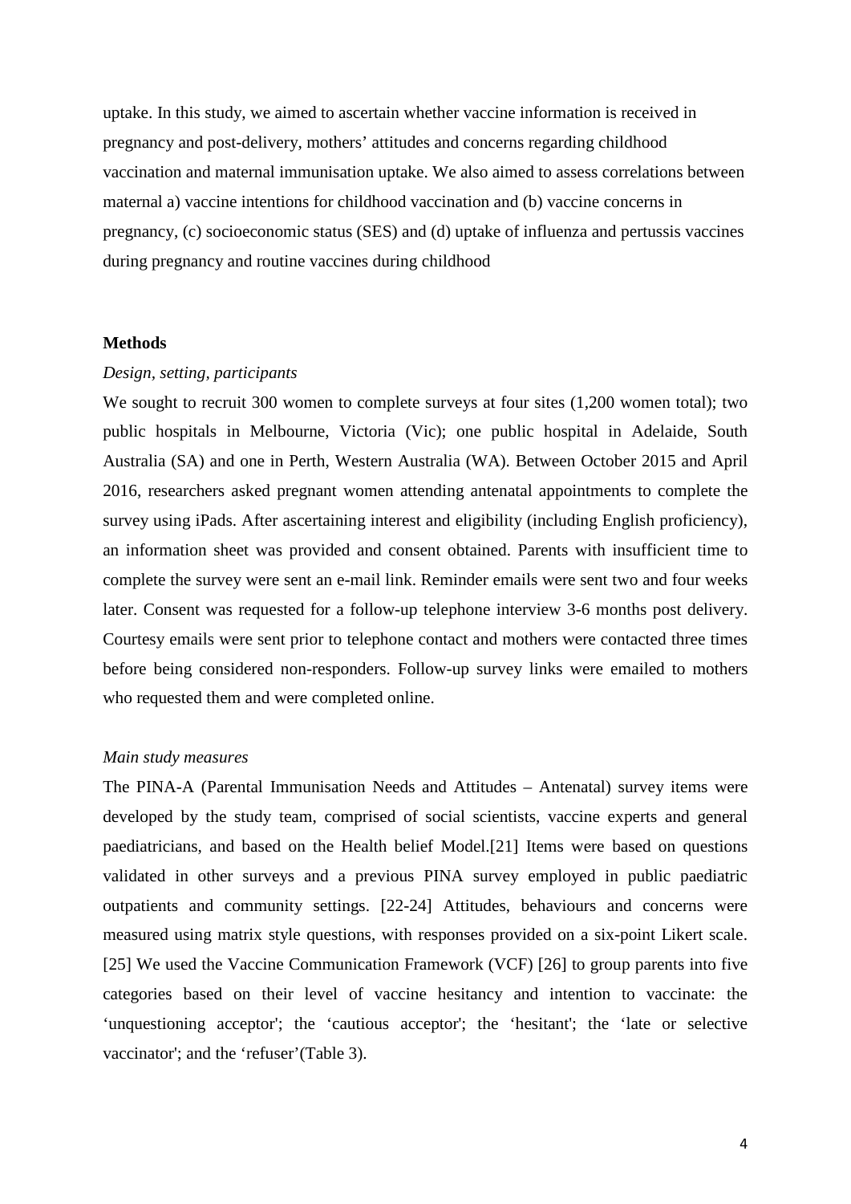uptake. In this study, we aimed to ascertain whether vaccine information is received in pregnancy and post-delivery, mothers' attitudes and concerns regarding childhood vaccination and maternal immunisation uptake. We also aimed to assess correlations between maternal a) vaccine intentions for childhood vaccination and (b) vaccine concerns in pregnancy, (c) socioeconomic status (SES) and (d) uptake of influenza and pertussis vaccines during pregnancy and routine vaccines during childhood

## Methods

*Design, setting, participants*

We sought to recruit 300 women to complete surveys at four sites (1,200 women total); two public hospitals in Melbourne, Victoria (Vic); one public hospital in Adelaide, South Australia (SA) and one in Perth, Western Australia (WA). Between October 2015 and April 2016, researchers asked pregnant women attending antenatal appointments to complete the survey using iPads. After ascertaining interest and eligibility (including English proficiency), an information sheet was provided and consent obtained. Parents with insufficient time to complete the survey were sent an e-mail link. Reminder emails were sent two and four weeks later. Consent was requested for a follow-up telephone interview 3-6 months post delivery. Courtesy emails were sent prior to telephone contact and mothers were contacted three times before being considered non-responders. Follow-up survey links were emailed to mothers who requested them and were completed online.

*Main study measures*

The PINA-A (Parental Immunisation Needs and Attitudes – Antenatal) survey items were developed by the study team, comprised of social scientists, vaccine experts and general paediatricians, and based on the Health belief Model.[21] Items were based on questions validated in other surveys and a previous PINA survey employed in public paediatric outpatients and community settings. [22-24] Attitudes, behaviours and concerns were measured using matrix style questions, with responses provided on a six-point Likert scale. [25] We used the Vaccine Communication Framework (VCF) [26] to group parents into five categories based on their level of vaccine hesitancy and intention to vaccinate: the 'unquestioning acceptor'; the 'cautious acceptor'; the 'hesitant'; the 'late or selective vaccinator'; and the 'refuser'(Table 3).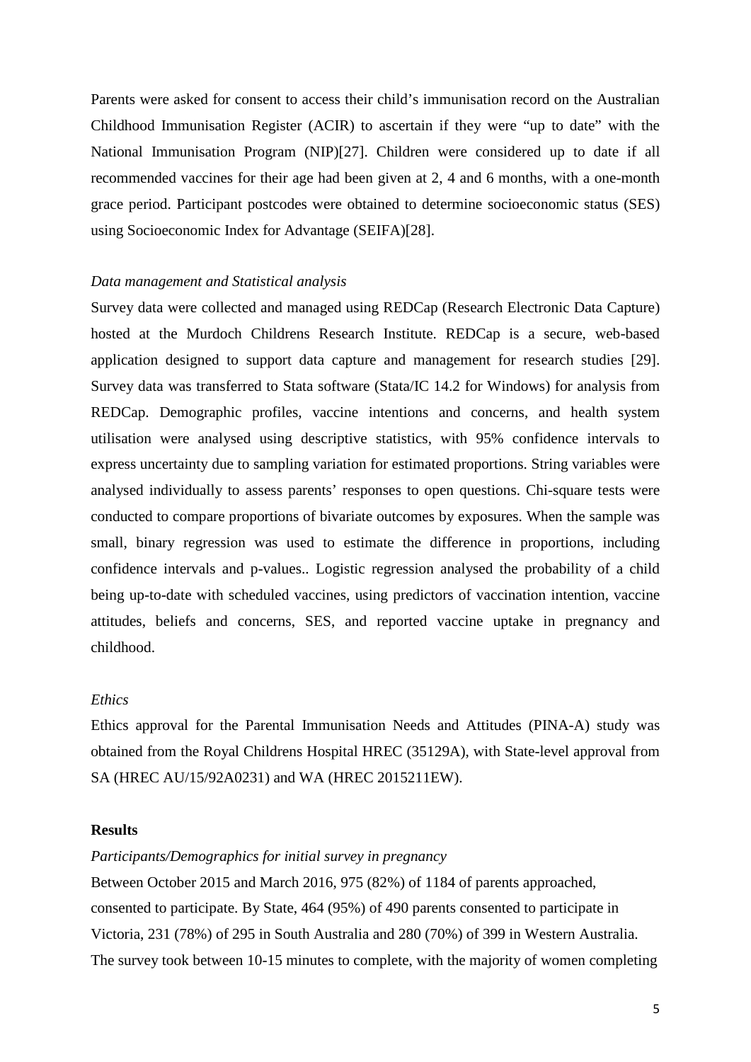Parents were asked for consent to access their child's immunisation record on the Australian Childhood Immunisation Register (ACIR) to ascertain if they were "up to date" with the National Immunisation Program (NIP)[27]. Children were considered up to date if all recommended vaccines for their age had been given at 2, 4 and 6 months, with a one-month grace period. Participant postcodes were obtained to determine socioeconomic status (SES) using Socioeconomic Index for Advantage (SEIFA)[28].

*Data management and Statistical analysis*

Survey data were collected and managed using REDCap (Research Electronic Data Capture) hosted at the Murdoch Childrens Research Institute. REDCap is a secure, web-based application designed to support data capture and management for research studies [29]. Survey data was transferred to Stata software (Stata/IC 14.2 for Windows) for analysis from REDCap. Demographic profiles, vaccine intentions and concerns, and health system utilisation were analysed using descriptive statistics, with 95% confidence intervals to express uncertainty due to sampling variation for estimated proportions. String variables were analysed individually to assess parents' responses to open questions. Chi-square tests were conducted to compare proportions of bivariate outcomes by exposures. When the sample was small, binary regression was used to estimate the difference in proportions, including confidence intervals and p-values.. Logistic regression analysed the probability of a child being up-to-date with scheduled vaccines, using predictors of vaccination intention, vaccine attitudes, beliefs and concerns, SES, and reported vaccine uptake in pregnancy and childhood.

*Ethics*

Ethics approval for the Parental Immunisation Needs and Attitudes (PINA-A) study was obtained from the Royal Childrens Hospital HREC (35129A), with State-level approval from SA (HREC AU/15/92A0231) and WA (HREC 2015211EW).

## Results

*Participants/Demographics for initial survey in pregnancy*

Between October 2015 and March 2016, 975 (82%) of 1184 of parents approached, consented to participate. By State, 464 (95%) of 490 parents consented to participate in Victoria, 231 (78%) of 295 in South Australia and 280 (70%) of 399 in Western Australia. The survey took between 10-15 minutes to complete, with the majority of women completing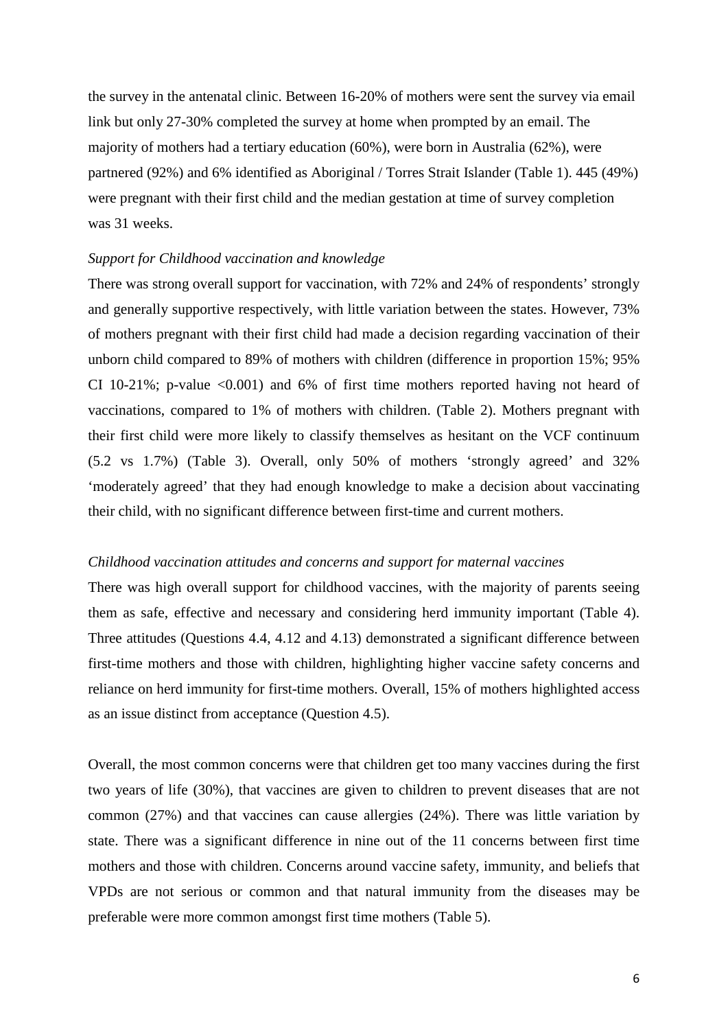the survey in the antenatal clinic. Between 16-20% of mothers were sent the survey via email link but only 27-30% completed the survey at home when prompted by an email. The majority of mothers had a tertiary education (60%), were born in Australia (62%), were partnered (92%) and 6% identified as Aboriginal / Torres Strait Islander (Table 1). 445 (49%) were pregnant with their first child and the median gestation at time of survey completion was 31 weeks.

*Support for Childhood vaccination and knowledge*

There was strong overall support for vaccination, with 72% and 24% of respondents' strongly and generally supportive respectively, with little variation between the states. However, 73% of mothers pregnant with their first child had made a decision regarding vaccination of their unborn child compared to 89% of mothers with children (difference in proportion 15%; 95% CI 10-21%; p-value <0.001) and 6% of first time mothers reported having not heard of vaccinations, compared to 1% of mothers with children. (Table 2). Mothers pregnant with their first child were more likely to classify themselves as hesitant on the VCF continuum (5.2 vs 1.7%) (Table 3). Overall, only 50% of mothers 'strongly agreed' and 32% 'moderately agreed' that they had enough knowledge to make a decision about vaccinating their child, with no significant difference between first-time and current mothers.

*Childhood vaccination attitudes and concerns and support for maternal vaccines*

There was high overall support for childhood vaccines, with the majority of parents seeing them as safe, effective and necessary and considering herd immunity important (Table 4). Three attitudes (Questions 4.4, 4.12 and 4.13) demonstrated a significant difference between first-time mothers and those with children, highlighting higher vaccine safety concerns and reliance on herd immunity for first-time mothers. Overall, 15% of mothers highlighted access as an issue distinct from acceptance (Question 4.5).

Overall, the most common concerns were that children get too many vaccines during the first two years of life (30%), that vaccines are given to children to prevent diseases that are not common (27%) and that vaccines can cause allergies (24%). There was little variation by state. There was a significant difference in nine out of the 11 concerns between first time mothers and those with children. Concerns around vaccine safety, immunity, and beliefs that VPDs are not serious or common and that natural immunity from the diseases may be preferable were more common amongst first time mothers (Table 5).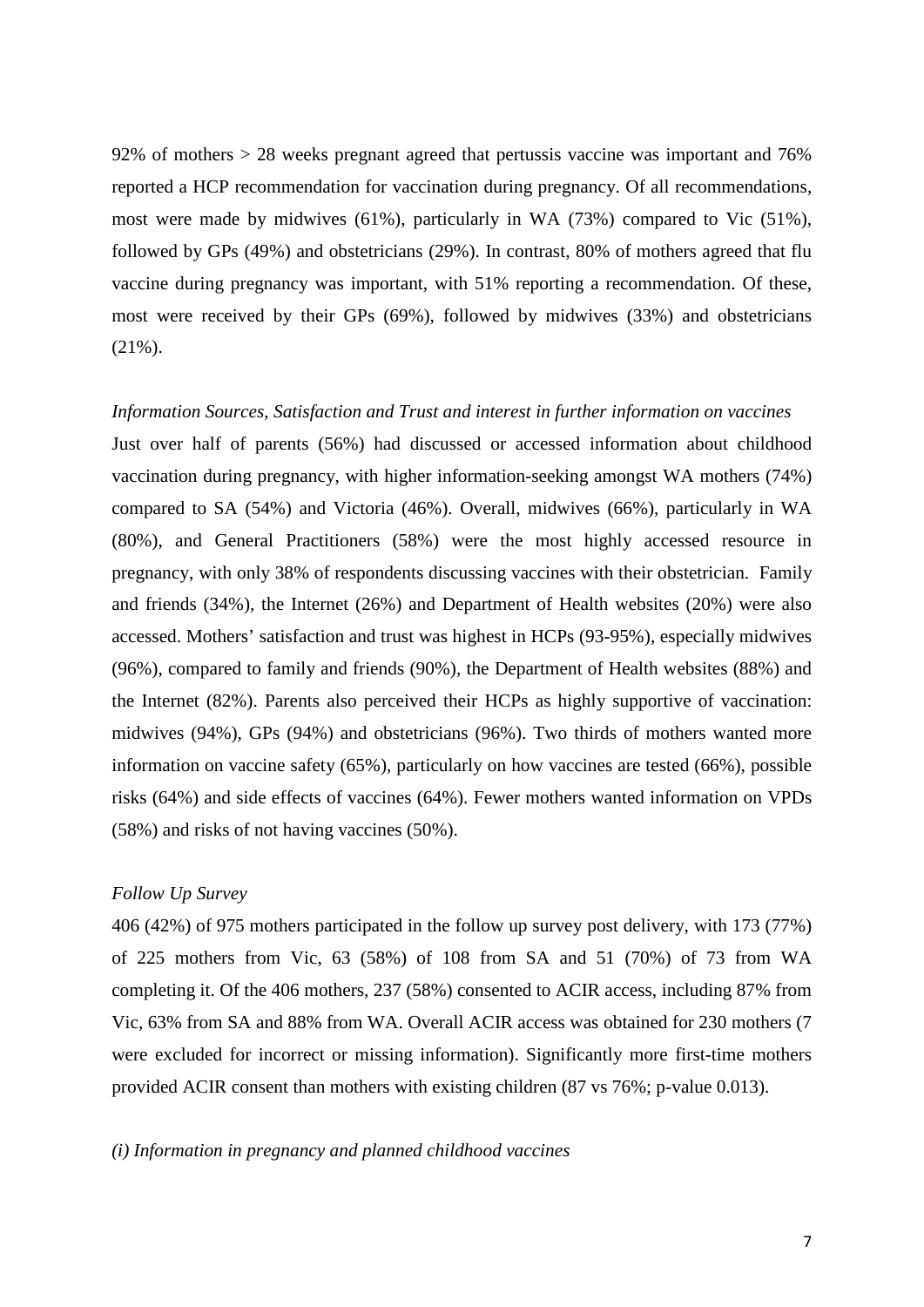92% of mothers > 28 weeks pregnant agreed that pertussis vaccine was important and 76% reported a HCP recommendation for vaccination during pregnancy. Of all recommendations, most were made by midwives (61%), particularly in WA (73%) compared to Vic (51%), followed by GPs (49%) and obstetricians (29%). In contrast, 80% of mothers agreed that flu vaccine during pregnancy was important, with 51% reporting a recommendation. Of these, most were received by their GPs (69%), followed by midwives (33%) and obstetricians (21%).

*Information Sources, Satisfaction and Trust and interest in further information on vaccines*

Just over half of parents (56%) had discussed or accessed information about childhood vaccination during pregnancy, with higher information-seeking amongst WA mothers (74%) compared to SA (54%) and Victoria (46%). Overall, midwives (66%), particularly in WA (80%), and General Practitioners (58%) were the most highly accessed resource in pregnancy, with only 38% of respondents discussing vaccines with their obstetrician. Family and friends (34%), the Internet (26%) and Department of Health websites (20%) were also accessed. Mothers' satisfaction and trust was highest in HCPs (93-95%), especially midwives (96%), compared to family and friends (90%), the Department of Health websites (88%) and the Internet (82%). Parents also perceived their HCPs as highly supportive of vaccination: midwives (94%), GPs (94%) and obstetricians (96%). Two thirds of mothers wanted more information on vaccine safety (65%), particularly on how vaccines are tested (66%), possible risks (64%) and side effects of vaccines (64%). Fewer mothers wanted information on VPDs (58%) and risks of not having vaccines (50%).

*Follow Up Survey*

406 (42%) of 975 mothers participated in the follow up survey post delivery, with 173 (77%) of 225 mothers from Vic, 63 (58%) of 108 from SA and 51 (70%) of 73 from WA completing it. Of the 406 mothers, 237 (58%) consented to ACIR access, including 87% from Vic, 63% from SA and 88% from WA. Overall ACIR access was obtained for 230 mothers (7 were excluded for incorrect or missing information). Significantly more first-time mothers provided ACIR consent than mothers with existing children (87 vs 76%; p-value 0.013).

*(i) Information in pregnancy and planned childhood vaccines*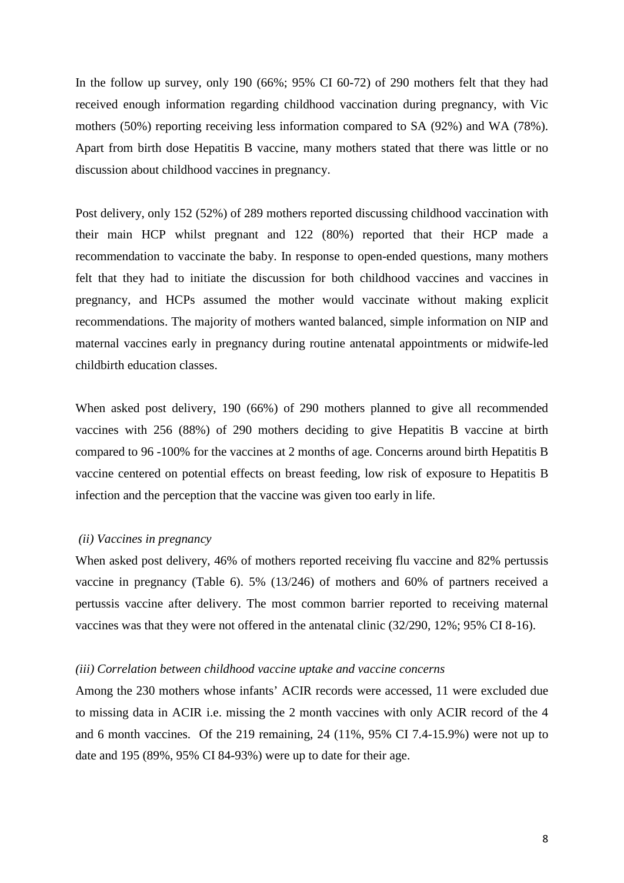In the follow up survey, only 190 (66%; 95% CI 60-72) of 290 mothers felt that they had received enough information regarding childhood vaccination during pregnancy, with Vic mothers (50%) reporting receiving less information compared to SA (92%) and WA (78%). Apart from birth dose Hepatitis B vaccine, many mothers stated that there was little or no discussion about childhood vaccines in pregnancy.

Post delivery, only 152 (52%) of 289 mothers reported discussing childhood vaccination with their main HCP whilst pregnant and 122 (80%) reported that their HCP made a recommendation to vaccinate the baby. In response to open-ended questions, many mothers felt that they had to initiate the discussion for both childhood vaccines and vaccines in pregnancy, and HCPs assumed the mother would vaccinate without making explicit recommendations. The majority of mothers wanted balanced, simple information on NIP and maternal vaccines early in pregnancy during routine antenatal appointments or midwife-led childbirth education classes.

When asked post delivery, 190 (66%) of 290 mothers planned to give all recommended vaccines with 256 (88%) of 290 mothers deciding to give Hepatitis B vaccine at birth compared to 96 -100% for the vaccines at 2 months of age. Concerns around birth Hepatitis B vaccine centered on potential effects on breast feeding, low risk of exposure to Hepatitis B infection and the perception that the vaccine was given too early in life.

*(ii) Vaccines in pregnancy*

When asked post delivery, 46% of mothers reported receiving flu vaccine and 82% pertussis vaccine in pregnancy (Table 6). 5% (13/246) of mothers and 60% of partners received a pertussis vaccine after delivery. The most common barrier reported to receiving maternal vaccines was that they were not offered in the antenatal clinic (32/290, 12%; 95% CI 8-16).

*(iii) Correlation between childhood vaccine uptake and vaccine concerns*

Among the 230 mothers whose infants' ACIR records were accessed, 11 were excluded due to missing data in ACIR i.e. missing the 2 month vaccines with only ACIR record of the 4 and 6 month vaccines. Of the 219 remaining, 24 (11%, 95% CI 7.4-15.9%) were not up to date and 195 (89%, 95% CI 84-93%) were up to date for their age.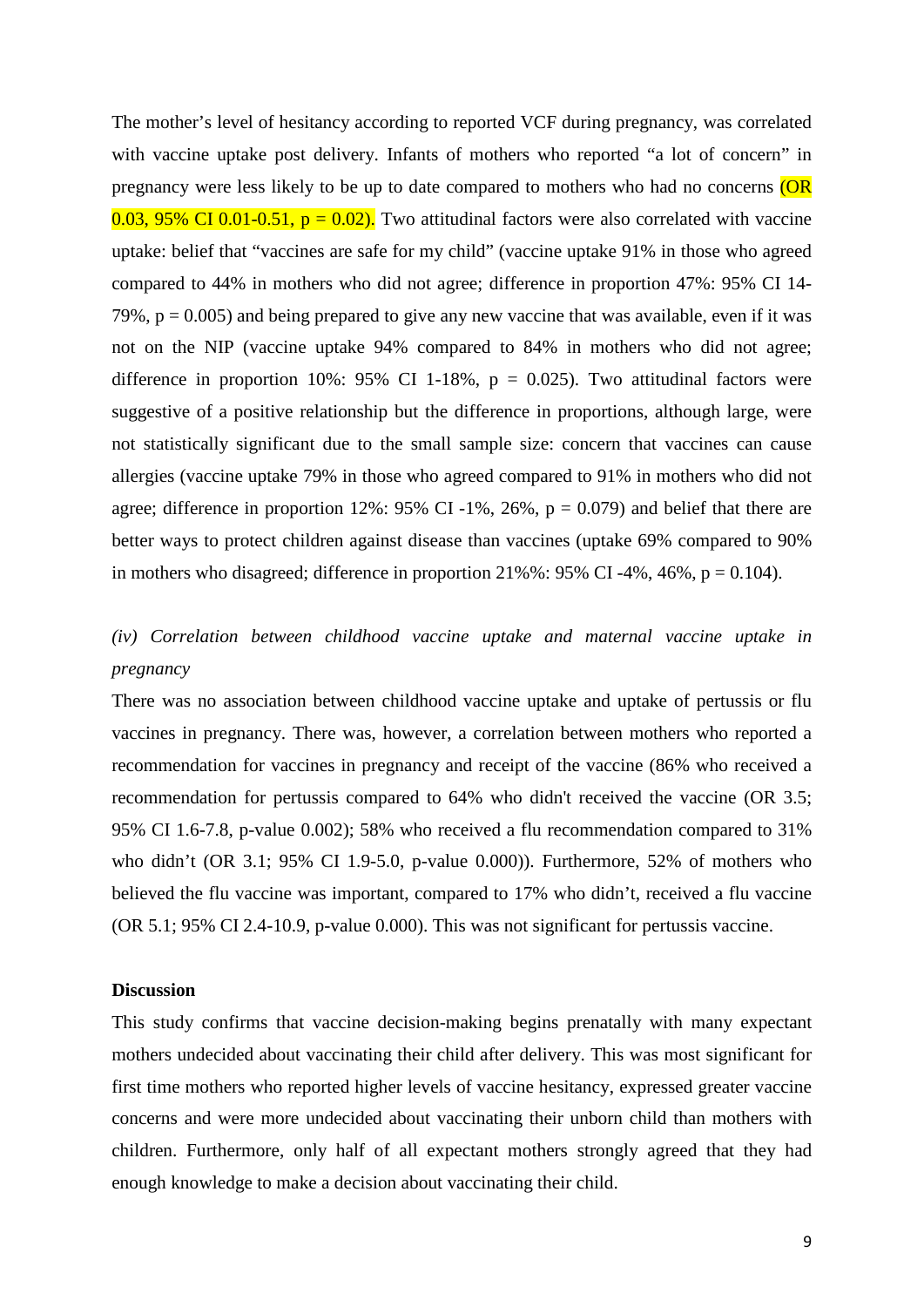The mother's level of hesitancy according to reported VCF during pregnancy, was correlated with vaccine uptake post delivery. Infants of mothers who reported "a lot of concern" in pregnancy were less likely to be up to date compared to mothers who had no concerns (OR 0.03, 95% CI 0.01-0.51, $p = 0.02$). Two attitudinal factors were also correlated with vaccine uptake: belief that "vaccines are safe for my child" (vaccine uptake 91% in those who agreed compared to 44% in mothers who did not agree; difference in proportion 47%: 95% CI 14-79%, $p = 0.005$) and being prepared to give any new vaccine that was available, even if it was not on the NIP (vaccine uptake 94% compared to 84% in mothers who did not agree; difference in proportion 10%: 95% CI 1-18%, $p = 0.025$). Two attitudinal factors were suggestive of a positive relationship but the difference in proportions, although large, were not statistically significant due to the small sample size: concern that vaccines can cause allergies (vaccine uptake 79% in those who agreed compared to 91% in mothers who did not agree; difference in proportion 12%: 95% CI -1%, 26%, $p = 0.079$) and belief that there are better ways to protect children against disease than vaccines (uptake 69% compared to 90% in mothers who disagreed; difference in proportion 21%%: 95% CI -4%, 46%, $p = 0.104$).

*(iv) Correlation between childhood vaccine uptake and maternal vaccine uptake in pregnancy*

There was no association between childhood vaccine uptake and uptake of pertussis or flu vaccines in pregnancy. There was, however, a correlation between mothers who reported a recommendation for vaccines in pregnancy and receipt of the vaccine (86% who received a recommendation for pertussis compared to 64% who didn't received the vaccine (OR 3.5; 95% CI 1.6-7.8, p-value 0.002); 58% who received a flu recommendation compared to 31% who didn't (OR 3.1; 95% CI 1.9-5.0, p-value 0.000)). Furthermore, 52% of mothers who believed the flu vaccine was important, compared to 17% who didn't, received a flu vaccine (OR 5.1; 95% CI 2.4-10.9, p-value 0.000). This was not significant for pertussis vaccine.

**Discussion**

This study confirms that vaccine decision-making begins prenatally with many expectant mothers undecided about vaccinating their child after delivery. This was most significant for first time mothers who reported higher levels of vaccine hesitancy, expressed greater vaccine concerns and were more undecided about vaccinating their unborn child than mothers with children. Furthermore, only half of all expectant mothers strongly agreed that they had enough knowledge to make a decision about vaccinating their child.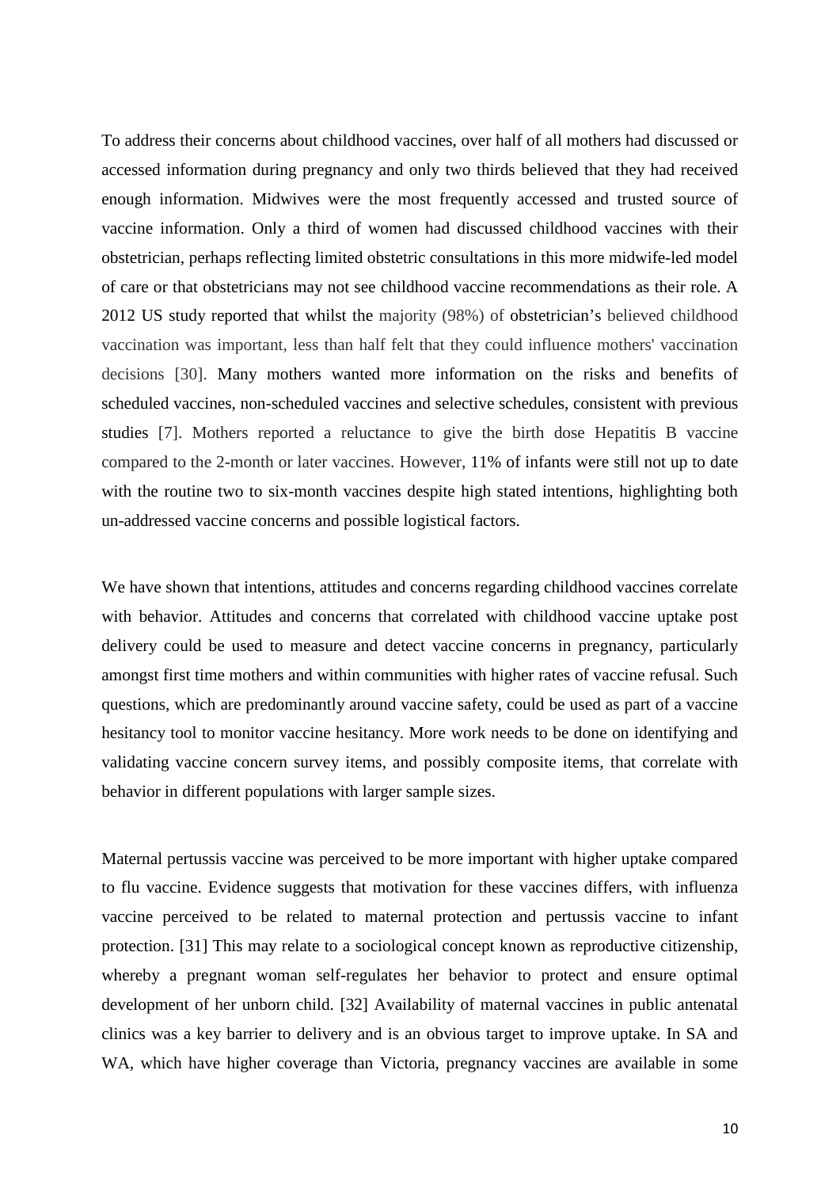To address their concerns about childhood vaccines, over half of all mothers had discussed or accessed information during pregnancy and only two thirds believed that they had received enough information. Midwives were the most frequently accessed and trusted source of vaccine information. Only a third of women had discussed childhood vaccines with their obstetrician, perhaps reflecting limited obstetric consultations in this more midwife-led model of care or that obstetricians may not see childhood vaccine recommendations as their role. A 2012 US study reported that whilst the majority (98%) of obstetrician's believed childhood vaccination was important, less than half felt that they could influence mothers' vaccination decisions [30]. Many mothers wanted more information on the risks and benefits of scheduled vaccines, non-scheduled vaccines and selective schedules, consistent with previous studies [7]. Mothers reported a reluctance to give the birth dose Hepatitis B vaccine compared to the 2-month or later vaccines. However, 11% of infants were still not up to date with the routine two to six-month vaccines despite high stated intentions, highlighting both un-addressed vaccine concerns and possible logistical factors.

We have shown that intentions, attitudes and concerns regarding childhood vaccines correlate with behavior. Attitudes and concerns that correlated with childhood vaccine uptake post delivery could be used to measure and detect vaccine concerns in pregnancy, particularly amongst first time mothers and within communities with higher rates of vaccine refusal. Such questions, which are predominantly around vaccine safety, could be used as part of a vaccine hesitancy tool to monitor vaccine hesitancy. More work needs to be done on identifying and validating vaccine concern survey items, and possibly composite items, that correlate with behavior in different populations with larger sample sizes.

Maternal pertussis vaccine was perceived to be more important with higher uptake compared to flu vaccine. Evidence suggests that motivation for these vaccines differs, with influenza vaccine perceived to be related to maternal protection and pertussis vaccine to infant protection. [31] This may relate to a sociological concept known as reproductive citizenship, whereby a pregnant woman self-regulates her behavior to protect and ensure optimal development of her unborn child. [32] Availability of maternal vaccines in public antenatal clinics was a key barrier to delivery and is an obvious target to improve uptake. In SA and WA, which have higher coverage than Victoria, pregnancy vaccines are available in some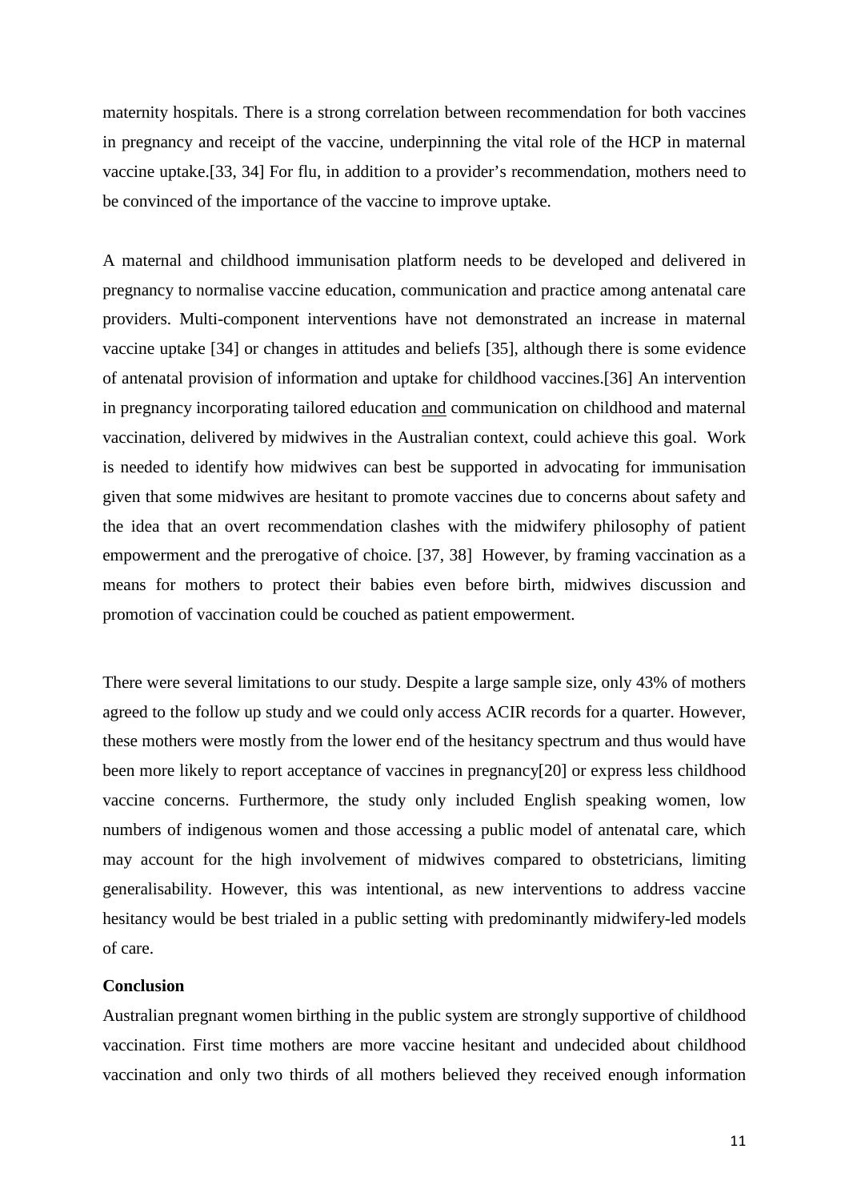maternity hospitals. There is a strong correlation between recommendation for both vaccines in pregnancy and receipt of the vaccine, underpinning the vital role of the HCP in maternal vaccine uptake.[33, 34] For flu, in addition to a provider's recommendation, mothers need to be convinced of the importance of the vaccine to improve uptake.

A maternal and childhood immunisation platform needs to be developed and delivered in pregnancy to normalise vaccine education, communication and practice among antenatal care providers. Multi-component interventions have not demonstrated an increase in maternal vaccine uptake [34] or changes in attitudes and beliefs [35], although there is some evidence of antenatal provision of information and uptake for childhood vaccines.[36] An intervention in pregnancy incorporating tailored education <u>and</u> communication on childhood and maternal vaccination, delivered by midwives in the Australian context, could achieve this goal. Work is needed to identify how midwives can best be supported in advocating for immunisation given that some midwives are hesitant to promote vaccines due to concerns about safety and the idea that an overt recommendation clashes with the midwifery philosophy of patient empowerment and the prerogative of choice. [37, 38] However, by framing vaccination as a means for mothers to protect their babies even before birth, midwives discussion and promotion of vaccination could be couched as patient empowerment.

There were several limitations to our study. Despite a large sample size, only 43% of mothers agreed to the follow up study and we could only access ACIR records for a quarter. However, these mothers were mostly from the lower end of the hesitancy spectrum and thus would have been more likely to report acceptance of vaccines in pregnancy[20] or express less childhood vaccine concerns. Furthermore, the study only included English speaking women, low numbers of indigenous women and those accessing a public model of antenatal care, which may account for the high involvement of midwives compared to obstetricians, limiting generalisability. However, this was intentional, as new interventions to address vaccine hesitancy would be best trialed in a public setting with predominantly midwifery-led models of care.

## Conclusion

Australian pregnant women birthing in the public system are strongly supportive of childhood vaccination. First time mothers are more vaccine hesitant and undecided about childhood vaccination and only two thirds of all mothers believed they received enough information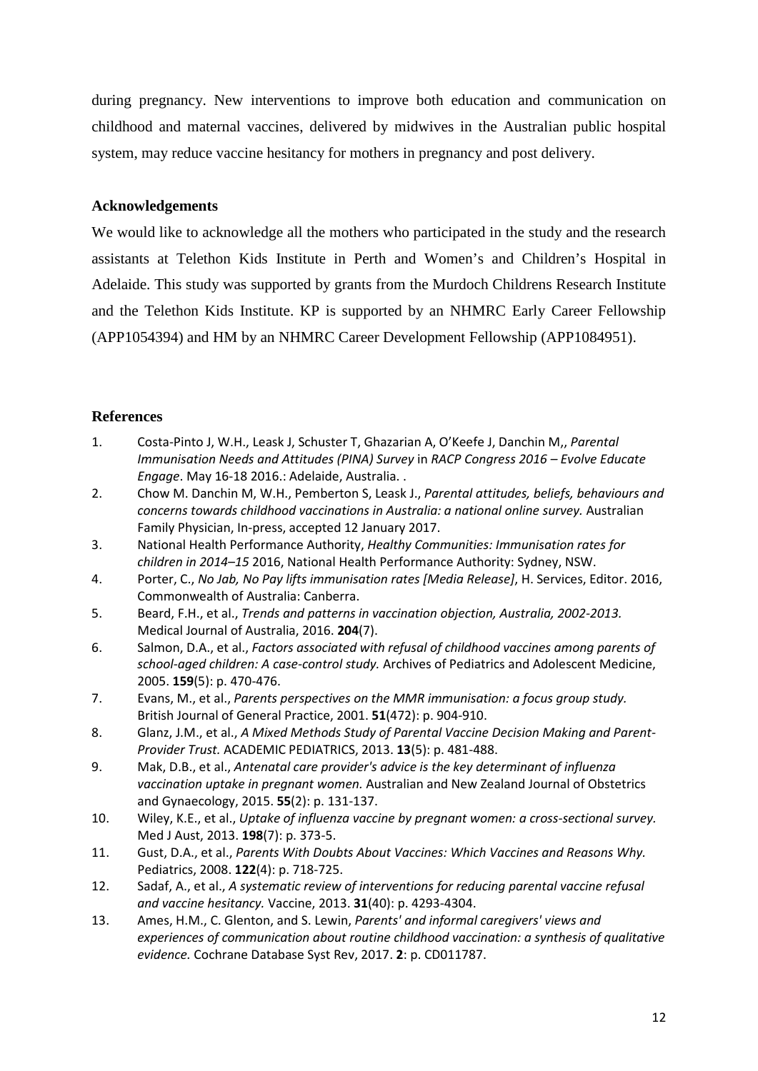during pregnancy. New interventions to improve both education and communication on childhood and maternal vaccines, delivered by midwives in the Australian public hospital system, may reduce vaccine hesitancy for mothers in pregnancy and post delivery.

## Acknowledgements

We would like to acknowledge all the mothers who participated in the study and the research assistants at Telethon Kids Institute in Perth and Women's and Children's Hospital in Adelaide. This study was supported by grants from the Murdoch Childrens Research Institute and the Telethon Kids Institute. KP is supported by an NHMRC Early Career Fellowship (APP1054394) and HM by an NHMRC Career Development Fellowship (APP1084951).

## References

1. Costa-Pinto J, W.H., Leask J, Schuster T, Ghazarian A, O'Keefe J, Danchin M,, *Parental Immunisation Needs and Attitudes (PINA) Survey* in *RACP Congress 2016 – Evolve Educate Engage*. May 16-18 2016.: Adelaide, Australia. .
2. Chow M. Danchin M, W.H., Pemberton S, Leask J., *Parental attitudes, beliefs, behaviours and concerns towards childhood vaccinations in Australia: a national online survey.* Australian Family Physician, In-press, accepted 12 January 2017.
3. National Health Performance Authority, *Healthy Communities: Immunisation rates for children in 2014–15* 2016, National Health Performance Authority: Sydney, NSW.
4. Porter, C., *No Jab, No Pay lifts immunisation rates [Media Release]*, H. Services, Editor. 2016, Commonwealth of Australia: Canberra.
5. Beard, F.H., et al., *Trends and patterns in vaccination objection, Australia, 2002-2013.* Medical Journal of Australia, 2016. **204**(7).
6. Salmon, D.A., et al., *Factors associated with refusal of childhood vaccines among parents of school-aged children: A case-control study.* Archives of Pediatrics and Adolescent Medicine, 2005. **159**(5): p. 470-476.
7. Evans, M., et al., *Parents perspectives on the MMR immunisation: a focus group study.* British Journal of General Practice, 2001. **51**(472): p. 904-910.
8. Glanz, J.M., et al., *A Mixed Methods Study of Parental Vaccine Decision Making and Parent-Provider Trust.* ACADEMIC PEDIATRICS, 2013. **13**(5): p. 481-488.
9. Mak, D.B., et al., *Antenatal care provider's advice is the key determinant of influenza vaccination uptake in pregnant women.* Australian and New Zealand Journal of Obstetrics and Gynaecology, 2015. **55**(2): p. 131-137.
10. Wiley, K.E., et al., *Uptake of influenza vaccine by pregnant women: a cross-sectional survey.* Med J Aust, 2013. **198**(7): p. 373-5.
11. Gust, D.A., et al., *Parents With Doubts About Vaccines: Which Vaccines and Reasons Why.* Pediatrics, 2008. **122**(4): p. 718-725.
12. Sadaf, A., et al., *A systematic review of interventions for reducing parental vaccine refusal and vaccine hesitancy.* Vaccine, 2013. **31**(40): p. 4293-4304.
13. Ames, H.M., C. Glenton, and S. Lewin, *Parents' and informal caregivers' views and experiences of communication about routine childhood vaccination: a synthesis of qualitative evidence.* Cochrane Database Syst Rev, 2017. **2**: p. CD011787.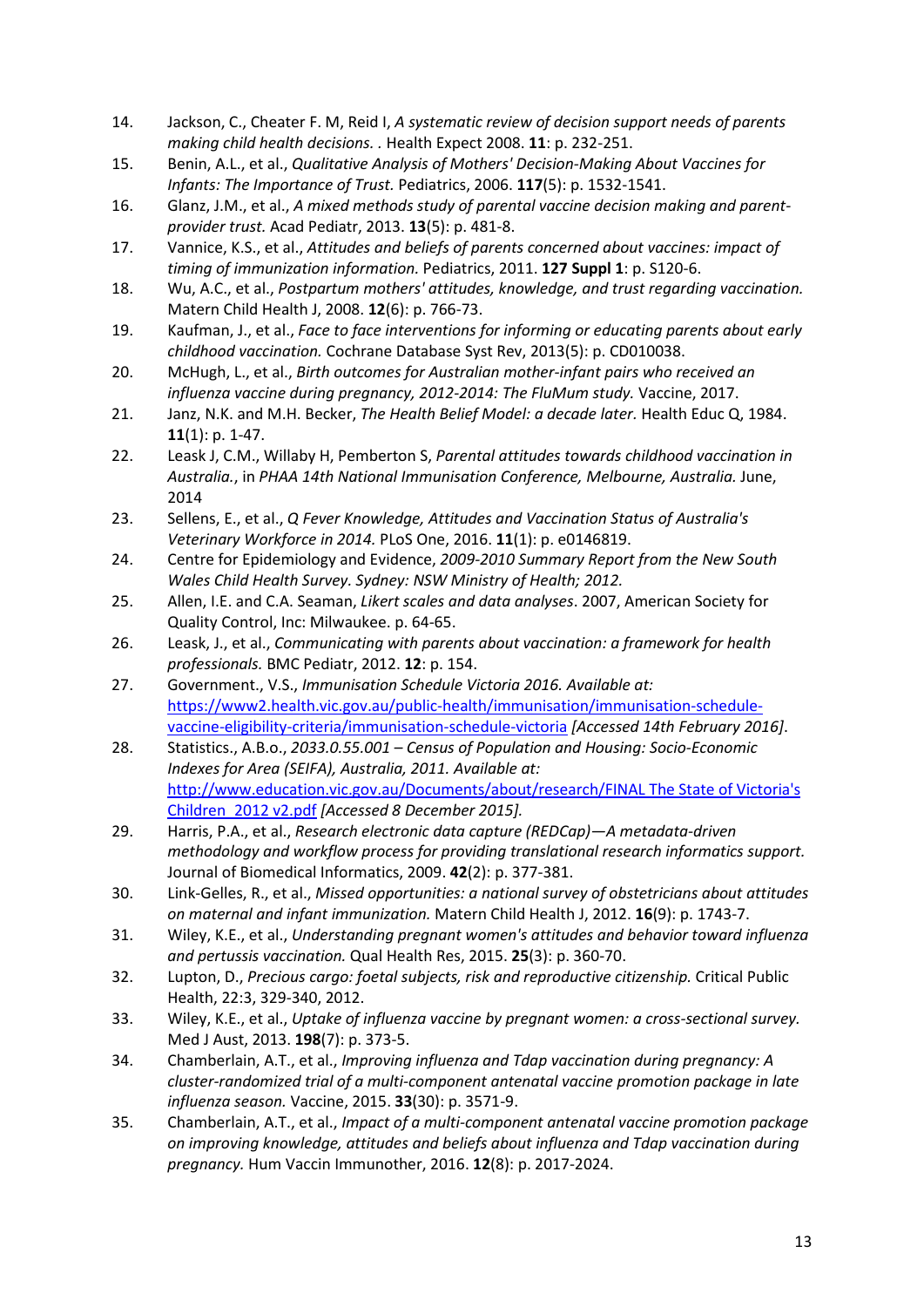14. Jackson, C., Cheater F. M, Reid I, *A systematic review of decision support needs of parents making child health decisions.* . Health Expect 2008. **11**: p. 232-251.
15. Benin, A.L., et al., *Qualitative Analysis of Mothers' Decision-Making About Vaccines for Infants: The Importance of Trust.* Pediatrics, 2006. **117**(5): p. 1532-1541.
16. Glanz, J.M., et al., *A mixed methods study of parental vaccine decision making and parent-provider trust.* Acad Pediatr, 2013. **13**(5): p. 481-8.
17. Vannice, K.S., et al., *Attitudes and beliefs of parents concerned about vaccines: impact of timing of immunization information.* Pediatrics, 2011. **127 Suppl 1**: p. S120-6.
18. Wu, A.C., et al., *Postpartum mothers' attitudes, knowledge, and trust regarding vaccination.* Matern Child Health J, 2008. **12**(6): p. 766-73.
19. Kaufman, J., et al., *Face to face interventions for informing or educating parents about early childhood vaccination.* Cochrane Database Syst Rev, 2013(5): p. CD010038.
20. McHugh, L., et al., *Birth outcomes for Australian mother-infant pairs who received an influenza vaccine during pregnancy, 2012-2014: The FluMum study.* Vaccine, 2017.
21. Janz, N.K. and M.H. Becker, *The Health Belief Model: a decade later.* Health Educ Q, 1984. **11**(1): p. 1-47.
22. Leask J, C.M., Willaby H, Pemberton S, *Parental attitudes towards childhood vaccination in Australia.*, in *PHAA 14th National Immunisation Conference, Melbourne, Australia.* June, 2014
23. Sellens, E., et al., *Q Fever Knowledge, Attitudes and Vaccination Status of Australia's Veterinary Workforce in 2014.* PLoS One, 2016. **11**(1): p. e0146819.
24. Centre for Epidemiology and Evidence, *2009-2010 Summary Report from the New South Wales Child Health Survey. Sydney: NSW Ministry of Health; 2012.*
25. Allen, I.E. and C.A. Seaman, *Likert scales and data analyses*. 2007, American Society for Quality Control, Inc: Milwaukee. p. 64-65.
26. Leask, J., et al., *Communicating with parents about vaccination: a framework for health professionals.* BMC Pediatr, 2012. **12**: p. 154.
27. Government., V.S., *Immunisation Schedule Victoria 2016. Available at:* https://www2.health.vic.gov.au/public-health/immunisation/immunisation-schedule-vaccine-eligibility-criteria/immunisation-schedule-victoria *[Accessed 14th February 2016].*
28. Statistics., A.B.o., *2033.0.55.001 – Census of Population and Housing: Socio-Economic Indexes for Area (SEIFA), Australia, 2011. Available at:* http://www.education.vic.gov.au/Documents/about/research/FINAL The State of Victoria's Children_2012 v2.pdf *[Accessed 8 December 2015].*
29. Harris, P.A., et al., *Research electronic data capture (REDCap)—A metadata-driven methodology and workflow process for providing translational research informatics support.* Journal of Biomedical Informatics, 2009. **42**(2): p. 377-381.
30. Link-Gelles, R., et al., *Missed opportunities: a national survey of obstetricians about attitudes on maternal and infant immunization.* Matern Child Health J, 2012. **16**(9): p. 1743-7.
31. Wiley, K.E., et al., *Understanding pregnant women's attitudes and behavior toward influenza and pertussis vaccination.* Qual Health Res, 2015. **25**(3): p. 360-70.
32. Lupton, D., *Precious cargo: foetal subjects, risk and reproductive citizenship.* Critical Public Health, 22:3, 329-340, 2012.
33. Wiley, K.E., et al., *Uptake of influenza vaccine by pregnant women: a cross-sectional survey.* Med J Aust, 2013. **198**(7): p. 373-5.
34. Chamberlain, A.T., et al., *Improving influenza and Tdap vaccination during pregnancy: A cluster-randomized trial of a multi-component antenatal vaccine promotion package in late influenza season.* Vaccine, 2015. **33**(30): p. 3571-9.
35. Chamberlain, A.T., et al., *Impact of a multi-component antenatal vaccine promotion package on improving knowledge, attitudes and beliefs about influenza and Tdap vaccination during pregnancy.* Hum Vaccin Immunother, 2016. **12**(8): p. 2017-2024.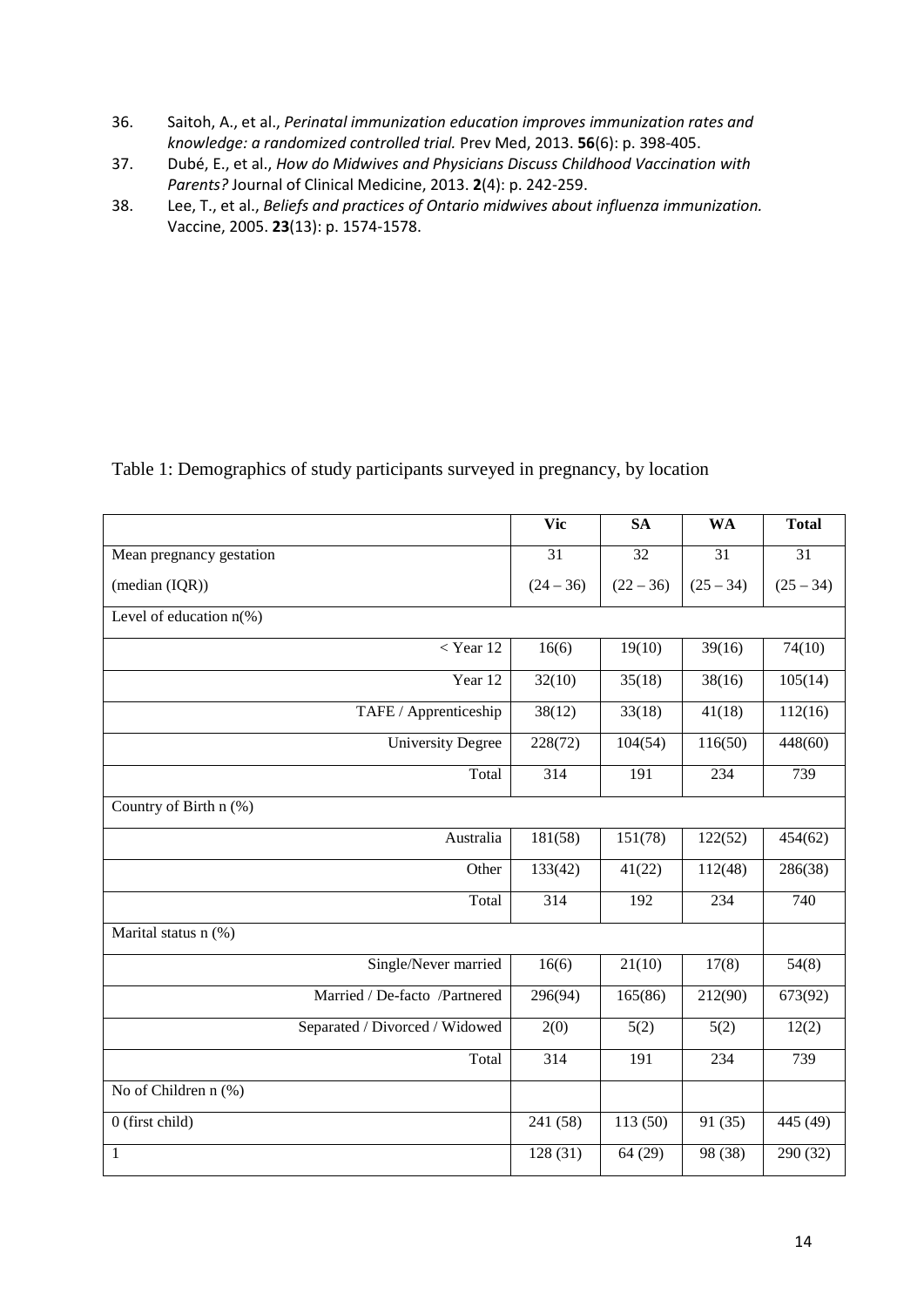36. Saitoh, A., et al., *Perinatal immunization education improves immunization rates and knowledge: a randomized controlled trial.* Prev Med, 2013. **56**(6): p. 398-405.
37. Dubé, E., et al., *How do Midwives and Physicians Discuss Childhood Vaccination with Parents?* Journal of Clinical Medicine, 2013. **2**(4): p. 242-259.
38. Lee, T., et al., *Beliefs and practices of Ontario midwives about influenza immunization.* Vaccine, 2005. **23**(13): p. 1574-1578.

Table 1: Demographics of study participants surveyed in pregnancy, by location

| | **Vic** | **SA** | **WA** | **Total** |
|---|---|---|---|---|
| Mean pregnancy gestation (median (IQR)) | 31 (24 – 36) | 32 (22 – 36) | 31 (25 – 34) | 31 (25 – 34) |
| Level of education n(%) | | | | |
| < Year 12 | 16(6) | 19(10) | 39(16) | 74(10) |
| Year 12 | 32(10) | 35(18) | 38(16) | 105(14) |
| TAFE / Apprenticeship | 38(12) | 33(18) | 41(18) | 112(16) |
| University Degree | 228(72) | 104(54) | 116(50) | 448(60) |
| Total | 314 | 191 | 234 | 739 |
| Country of Birth n (%) | | | | |
| Australia | 181(58) | 151(78) | 122(52) | 454(62) |
| Other | 133(42) | 41(22) | 112(48) | 286(38) |
| Total | 314 | 192 | 234 | 740 |
| Marital status n (%) | | | | |
| Single/Never married | 16(6) | 21(10) | 17(8) | 54(8) |
| Married / De-facto /Partnered | 296(94) | 165(86) | 212(90) | 673(92) |
| Separated / Divorced / Widowed | 2(0) | 5(2) | 5(2) | 12(2) |
| Total | 314 | 191 | 234 | 739 |
| No of Children n (%) | | | | |
| 0 (first child) | 241 (58) | 113 (50) | 91 (35) | 445 (49) |
| 1 | 128 (31) | 64 (29) | 98 (38) | 290 (32) |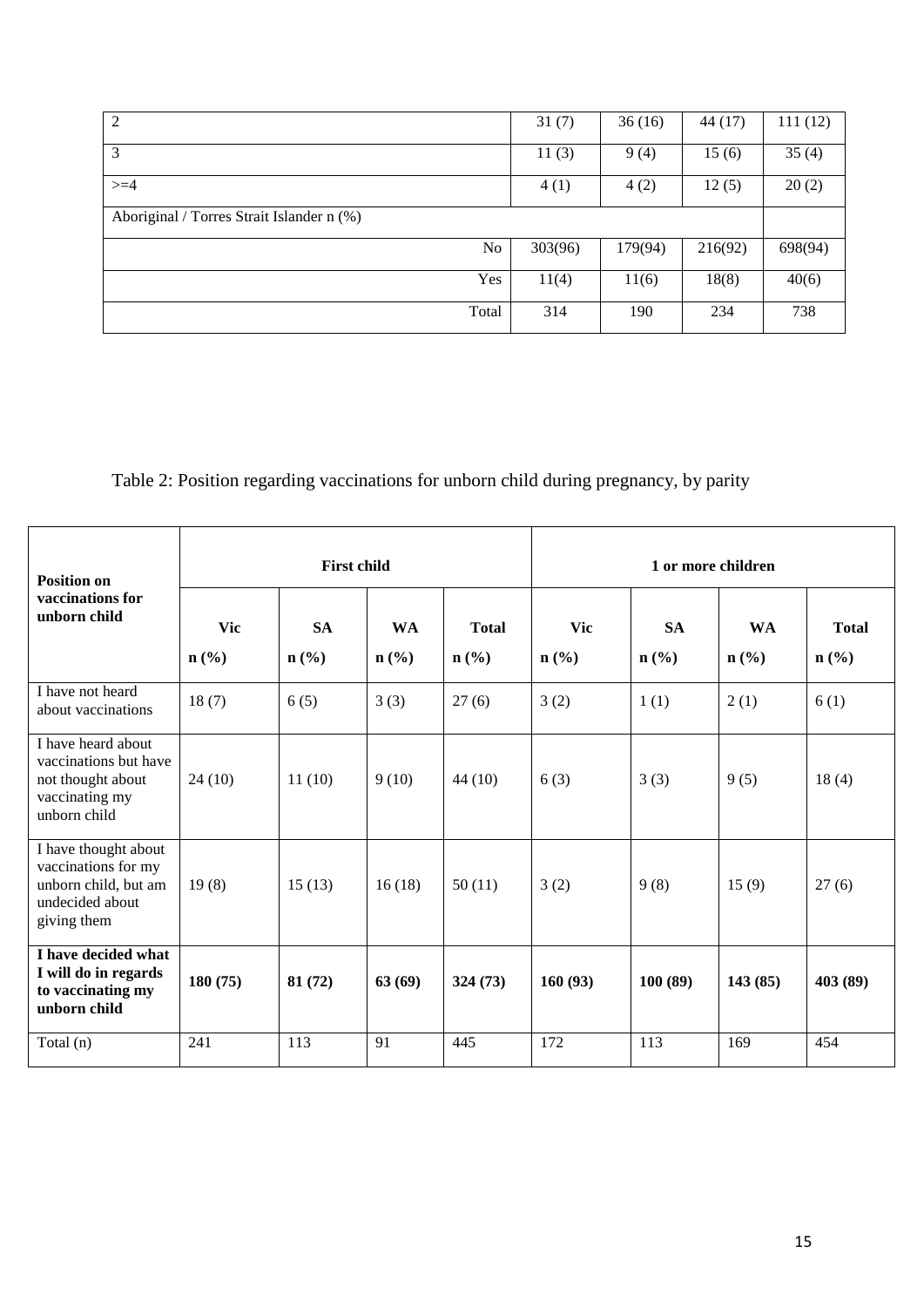| | | | | |
|---|---|---|---|---|
| 2 | 31 (7) | 36 (16) | 44 (17) | 111 (12) |
| 3 | 11 (3) | 9 (4) | 15 (6) | 35 (4) |
| >=4 | 4 (1) | 4 (2) | 12 (5) | 20 (2) |
| Aboriginal / Torres Strait Islander n (%) | | | | |
| No | 303(96) | 179(94) | 216(92) | 698(94) |
| Yes | 11(4) | 11(6) | 18(8) | 40(6) |
| Total | 314 | 190 | 234 | 738 |

Table 2: Position regarding vaccinations for unborn child during pregnancy, by parity

| **Position on vaccinations for unborn child** | **First child** | | | | **1 or more children** | | | |
|---|---|---|---|---|---|---|---|---|
| | **Vic n (%)** | **SA n (%)** | **WA n (%)** | **Total n (%)** | **Vic n (%)** | **SA n (%)** | **WA n (%)** | **Total n (%)** |
| I have not heard about vaccinations | 18 (7) | 6 (5) | 3 (3) | 27 (6) | 3 (2) | 1 (1) | 2 (1) | 6 (1) |
| I have heard about vaccinations but have not thought about vaccinating my unborn child | 24 (10) | 11 (10) | 9 (10) | 44 (10) | 6 (3) | 3 (3) | 9 (5) | 18 (4) |
| I have thought about vaccinations for my unborn child, but am undecided about giving them | 19 (8) | 15 (13) | 16 (18) | 50 (11) | 3 (2) | 9 (8) | 15 (9) | 27 (6) |
| **I have decided what I will do in regards to vaccinating my unborn child** | **180 (75)** | **81 (72)** | **63 (69)** | **324 (73)** | **160 (93)** | **100 (89)** | **143 (85)** | **403 (89)** |
| Total (n) | 241 | 113 | 91 | 445 | 172 | 113 | 169 | 454 |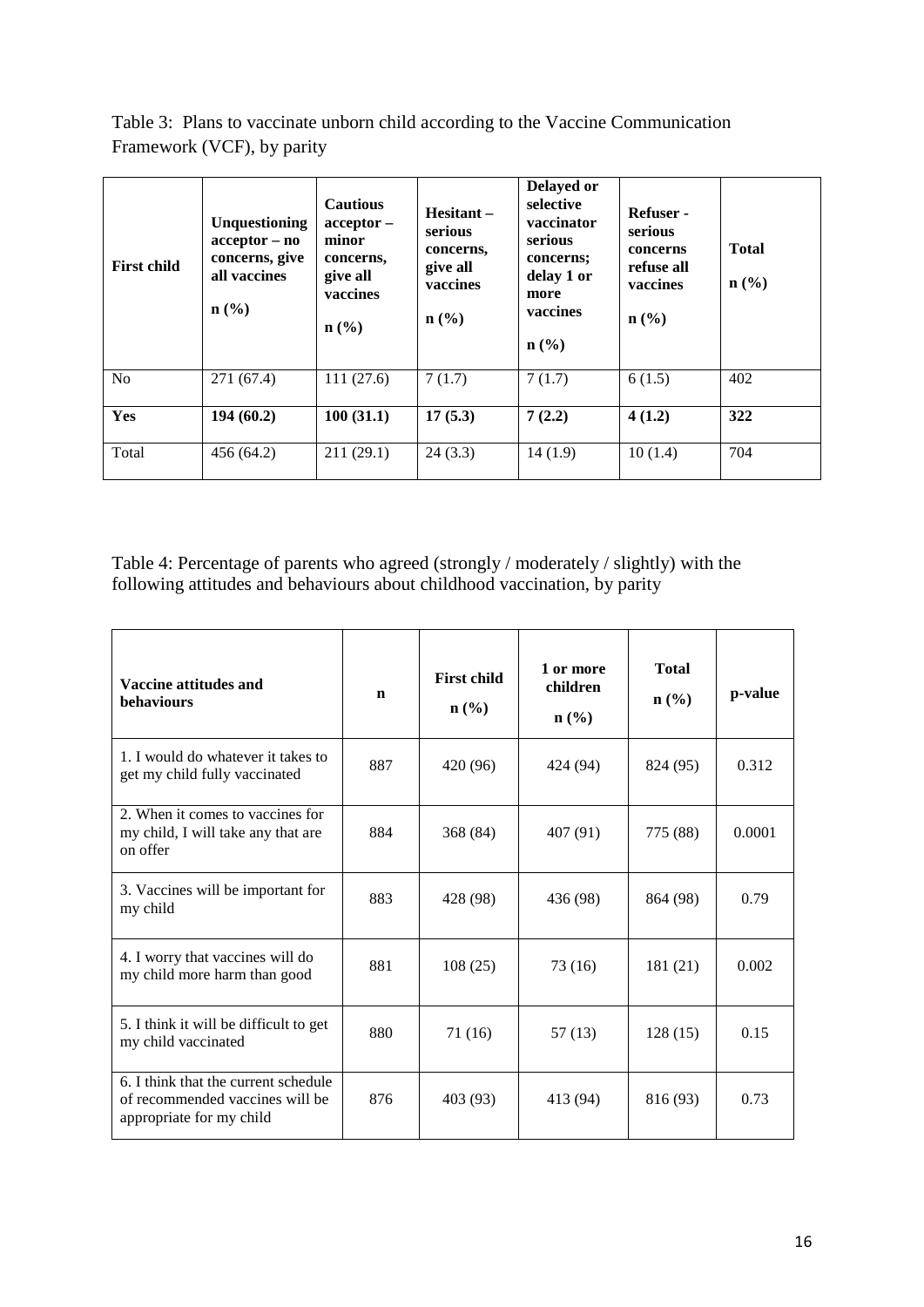Table 3: Plans to vaccinate unborn child according to the Vaccine Communication Framework (VCF), by parity

| First child | Unquestioning acceptor – no concerns, give all vaccines n (%) | Cautious acceptor – minor concerns, give all vaccines n (%) | Hesitant – serious concerns, give all vaccines n (%) | Delayed or selective vaccinator serious concerns; delay 1 or more vaccines n (%) | Refuser - serious concerns refuse all vaccines n (%) | Total n (%) |
|---|---|---|---|---|---|---|
| No | 271 (67.4) | 111 (27.6) | 7 (1.7) | 7 (1.7) | 6 (1.5) | 402 |
| **Yes** | **194 (60.2)** | **100 (31.1)** | **17 (5.3)** | **7 (2.2)** | **4 (1.2)** | **322** |
| Total | 456 (64.2) | 211 (29.1) | 24 (3.3) | 14 (1.9) | 10 (1.4) | 704 |

Table 4: Percentage of parents who agreed (strongly / moderately / slightly) with the following attitudes and behaviours about childhood vaccination, by parity

| Vaccine attitudes and behaviours | n | First child n (%) | 1 or more children n (%) | Total n (%) | p-value |
|---|---|---|---|---|---|
| 1. I would do whatever it takes to get my child fully vaccinated | 887 | 420 (96) | 424 (94) | 824 (95) | 0.312 |
| 2. When it comes to vaccines for my child, I will take any that are on offer | 884 | 368 (84) | 407 (91) | 775 (88) | 0.0001 |
| 3. Vaccines will be important for my child | 883 | 428 (98) | 436 (98) | 864 (98) | 0.79 |
| 4. I worry that vaccines will do my child more harm than good | 881 | 108 (25) | 73 (16) | 181 (21) | 0.002 |
| 5. I think it will be difficult to get my child vaccinated | 880 | 71 (16) | 57 (13) | 128 (15) | 0.15 |
| 6. I think that the current schedule of recommended vaccines will be appropriate for my child | 876 | 403 (93) | 413 (94) | 816 (93) | 0.73 |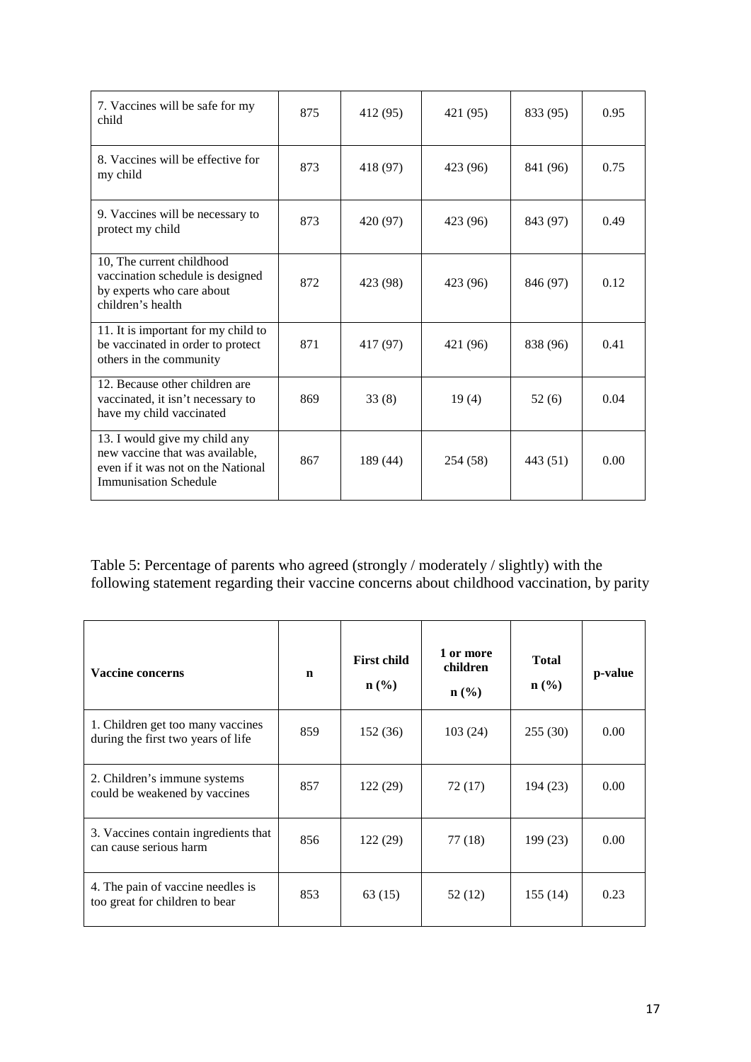| 7. Vaccines will be safe for my child | 875 | 412 (95) | 421 (95) | 833 (95) | 0.95 |
|---|---|---|---|---|---|
| 8. Vaccines will be effective for my child | 873 | 418 (97) | 423 (96) | 841 (96) | 0.75 |
| 9. Vaccines will be necessary to protect my child | 873 | 420 (97) | 423 (96) | 843 (97) | 0.49 |
| 10, The current childhood vaccination schedule is designed by experts who care about children's health | 872 | 423 (98) | 423 (96) | 846 (97) | 0.12 |
| 11. It is important for my child to be vaccinated in order to protect others in the community | 871 | 417 (97) | 421 (96) | 838 (96) | 0.41 |
| 12. Because other children are vaccinated, it isn't necessary to have my child vaccinated | 869 | 33 (8) | 19 (4) | 52 (6) | 0.04 |
| 13. I would give my child any new vaccine that was available, even if it was not on the National Immunisation Schedule | 867 | 189 (44) | 254 (58) | 443 (51) | 0.00 |

Table 5: Percentage of parents who agreed (strongly / moderately / slightly) with the following statement regarding their vaccine concerns about childhood vaccination, by parity

| **Vaccine concerns** | **n** | **First child n (%)** | **1 or more children n (%)** | **Total n (%)** | **p-value** |
|---|---|---|---|---|---|
| 1. Children get too many vaccines during the first two years of life | 859 | 152 (36) | 103 (24) | 255 (30) | 0.00 |
| 2. Children's immune systems could be weakened by vaccines | 857 | 122 (29) | 72 (17) | 194 (23) | 0.00 |
| 3. Vaccines contain ingredients that can cause serious harm | 856 | 122 (29) | 77 (18) | 199 (23) | 0.00 |
| 4. The pain of vaccine needles is too great for children to bear | 853 | 63 (15) | 52 (12) | 155 (14) | 0.23 |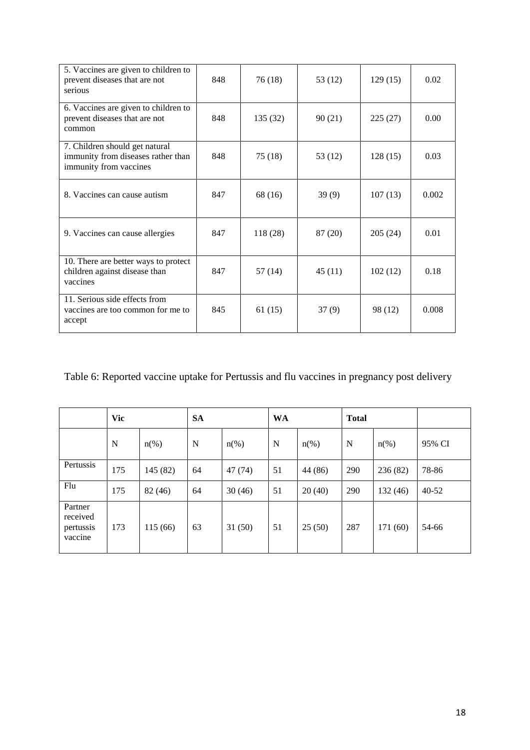| | | | | | |
|---|---|---|---|---|---|
| 5. Vaccines are given to children to prevent diseases that are not serious | 848 | 76 (18) | 53 (12) | 129 (15) | 0.02 |
| 6. Vaccines are given to children to prevent diseases that are not common | 848 | 135 (32) | 90 (21) | 225 (27) | 0.00 |
| 7. Children should get natural immunity from diseases rather than immunity from vaccines | 848 | 75 (18) | 53 (12) | 128 (15) | 0.03 |
| 8. Vaccines can cause autism | 847 | 68 (16) | 39 (9) | 107 (13) | 0.002 |
| 9. Vaccines can cause allergies | 847 | 118 (28) | 87 (20) | 205 (24) | 0.01 |
| 10. There are better ways to protect children against disease than vaccines | 847 | 57 (14) | 45 (11) | 102 (12) | 0.18 |
| 11. Serious side effects from vaccines are too common for me to accept | 845 | 61 (15) | 37 (9) | 98 (12) | 0.008 |

Table 6: Reported vaccine uptake for Pertussis and flu vaccines in pregnancy post delivery

| | **Vic** | | **SA** | | **WA** | | **Total** | | |
|---|---|---|---|---|---|---|---|---|---|
| | N | n(%) | N | n(%) | N | n(%) | N | n(%) | 95% CI |
| Pertussis | 175 | 145 (82) | 64 | 47 (74) | 51 | 44 (86) | 290 | 236 (82) | 78-86 |
| Flu | 175 | 82 (46) | 64 | 30 (46) | 51 | 20 (40) | 290 | 132 (46) | 40-52 |
| Partner received pertussis vaccine | 173 | 115 (66) | 63 | 31 (50) | 51 | 25 (50) | 287 | 171 (60) | 54-66 |